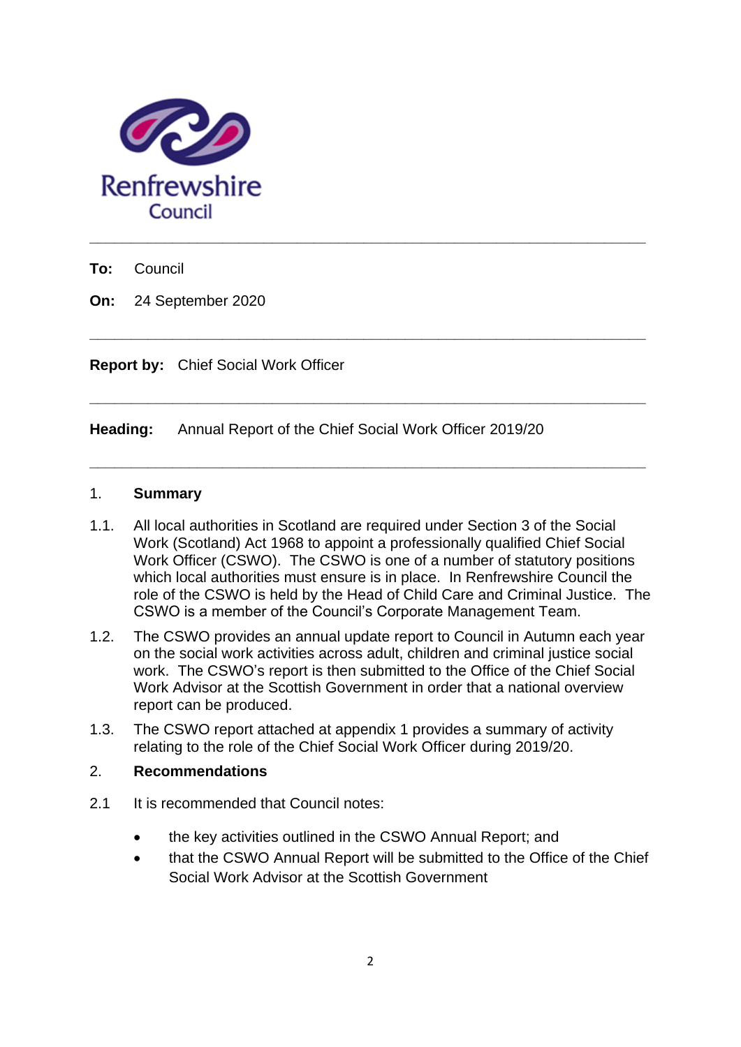Renfrewshire Council

---

**To:** Council

**On:** 24 September 2020

---

**Report by:** Chief Social Work Officer

---

**Heading:** Annual Report of the Chief Social Work Officer 2019/20

---

## 1. Summary

1.1. All local authorities in Scotland are required under Section 3 of the Social Work (Scotland) Act 1968 to appoint a professionally qualified Chief Social Work Officer (CSWO). The CSWO is one of a number of statutory positions which local authorities must ensure is in place. In Renfrewshire Council the role of the CSWO is held by the Head of Child Care and Criminal Justice. The CSWO is a member of the Council's Corporate Management Team.

1.2. The CSWO provides an annual update report to Council in Autumn each year on the social work activities across adult, children and criminal justice social work. The CSWO's report is then submitted to the Office of the Chief Social Work Advisor at the Scottish Government in order that a national overview report can be produced.

1.3. The CSWO report attached at appendix 1 provides a summary of activity relating to the role of the Chief Social Work Officer during 2019/20.

## 2. Recommendations

2.1 It is recommended that Council notes:

- the key activities outlined in the CSWO Annual Report; and
- that the CSWO Annual Report will be submitted to the Office of the Chief Social Work Advisor at the Scottish Government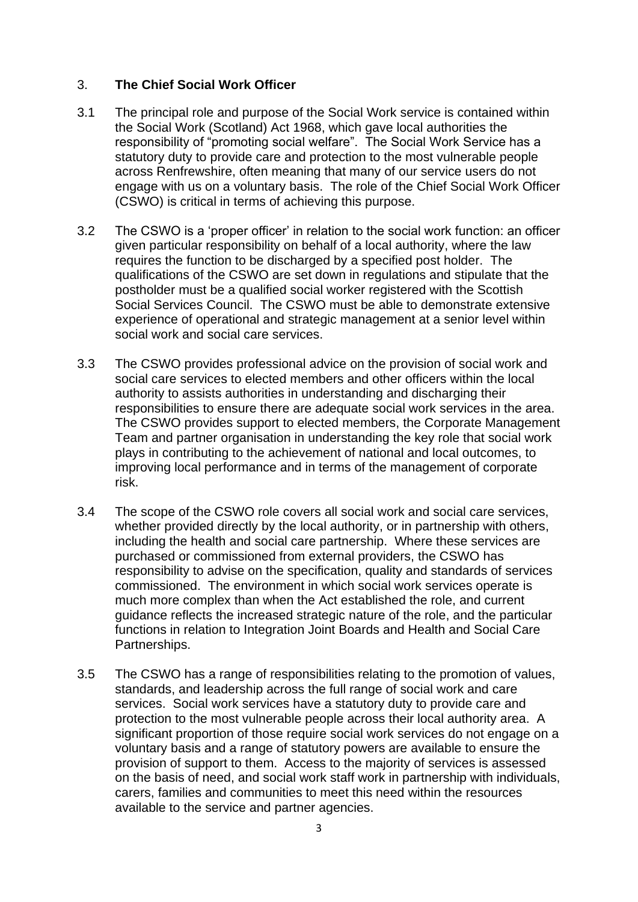## 3. The Chief Social Work Officer

3.1 The principal role and purpose of the Social Work service is contained within the Social Work (Scotland) Act 1968, which gave local authorities the responsibility of "promoting social welfare". The Social Work Service has a statutory duty to provide care and protection to the most vulnerable people across Renfrewshire, often meaning that many of our service users do not engage with us on a voluntary basis. The role of the Chief Social Work Officer (CSWO) is critical in terms of achieving this purpose.

3.2 The CSWO is a 'proper officer' in relation to the social work function: an officer given particular responsibility on behalf of a local authority, where the law requires the function to be discharged by a specified post holder. The qualifications of the CSWO are set down in regulations and stipulate that the postholder must be a qualified social worker registered with the Scottish Social Services Council. The CSWO must be able to demonstrate extensive experience of operational and strategic management at a senior level within social work and social care services.

3.3 The CSWO provides professional advice on the provision of social work and social care services to elected members and other officers within the local authority to assists authorities in understanding and discharging their responsibilities to ensure there are adequate social work services in the area. The CSWO provides support to elected members, the Corporate Management Team and partner organisation in understanding the key role that social work plays in contributing to the achievement of national and local outcomes, to improving local performance and in terms of the management of corporate risk.

3.4 The scope of the CSWO role covers all social work and social care services, whether provided directly by the local authority, or in partnership with others, including the health and social care partnership. Where these services are purchased or commissioned from external providers, the CSWO has responsibility to advise on the specification, quality and standards of services commissioned. The environment in which social work services operate is much more complex than when the Act established the role, and current guidance reflects the increased strategic nature of the role, and the particular functions in relation to Integration Joint Boards and Health and Social Care Partnerships.

3.5 The CSWO has a range of responsibilities relating to the promotion of values, standards, and leadership across the full range of social work and care services. Social work services have a statutory duty to provide care and protection to the most vulnerable people across their local authority area. A significant proportion of those require social work services do not engage on a voluntary basis and a range of statutory powers are available to ensure the provision of support to them. Access to the majority of services is assessed on the basis of need, and social work staff work in partnership with individuals, carers, families and communities to meet this need within the resources available to the service and partner agencies.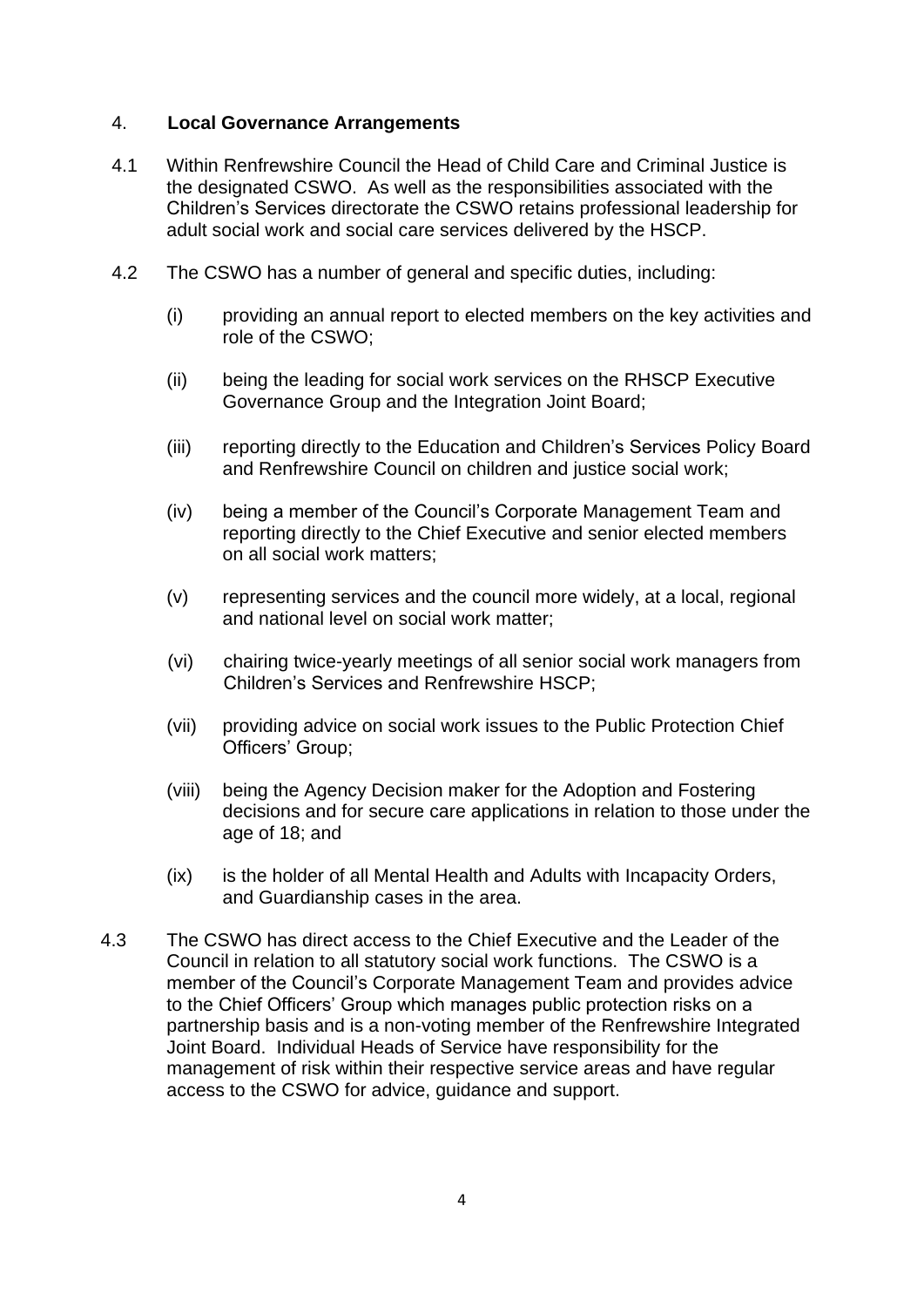## 4. Local Governance Arrangements

4.1 Within Renfrewshire Council the Head of Child Care and Criminal Justice is the designated CSWO. As well as the responsibilities associated with the Children's Services directorate the CSWO retains professional leadership for adult social work and social care services delivered by the HSCP.

4.2 The CSWO has a number of general and specific duties, including:

(i) providing an annual report to elected members on the key activities and role of the CSWO;

(ii) being the leading for social work services on the RHSCP Executive Governance Group and the Integration Joint Board;

(iii) reporting directly to the Education and Children's Services Policy Board and Renfrewshire Council on children and justice social work;

(iv) being a member of the Council's Corporate Management Team and reporting directly to the Chief Executive and senior elected members on all social work matters;

(v) representing services and the council more widely, at a local, regional and national level on social work matter;

(vi) chairing twice-yearly meetings of all senior social work managers from Children's Services and Renfrewshire HSCP;

(vii) providing advice on social work issues to the Public Protection Chief Officers' Group;

(viii) being the Agency Decision maker for the Adoption and Fostering decisions and for secure care applications in relation to those under the age of 18; and

(ix) is the holder of all Mental Health and Adults with Incapacity Orders, and Guardianship cases in the area.

4.3 The CSWO has direct access to the Chief Executive and the Leader of the Council in relation to all statutory social work functions. The CSWO is a member of the Council's Corporate Management Team and provides advice to the Chief Officers' Group which manages public protection risks on a partnership basis and is a non-voting member of the Renfrewshire Integrated Joint Board. Individual Heads of Service have responsibility for the management of risk within their respective service areas and have regular access to the CSWO for advice, guidance and support.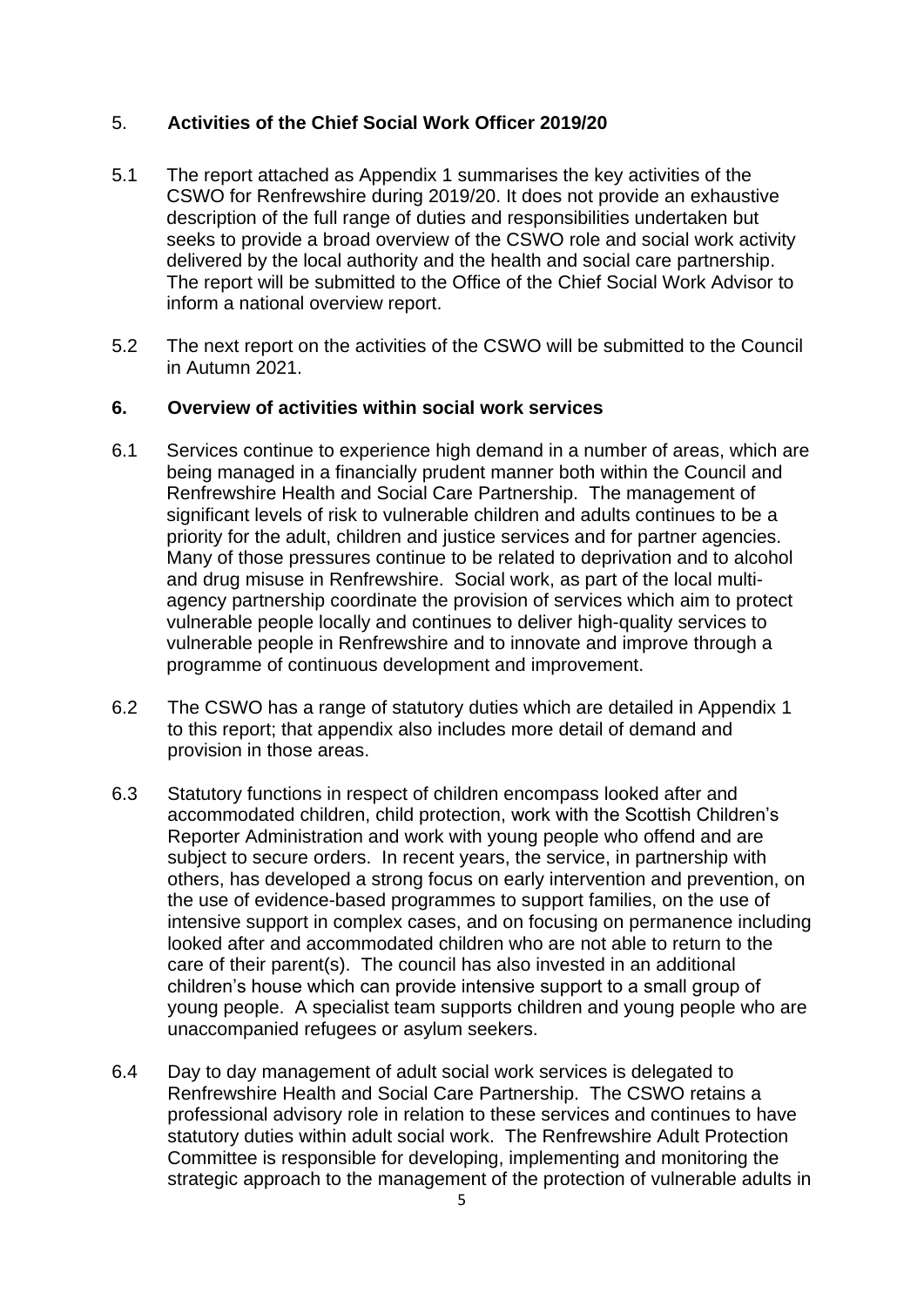## 5. **Activities of the Chief Social Work Officer 2019/20**

5.1 The report attached as Appendix 1 summarises the key activities of the CSWO for Renfrewshire during 2019/20. It does not provide an exhaustive description of the full range of duties and responsibilities undertaken but seeks to provide a broad overview of the CSWO role and social work activity delivered by the local authority and the health and social care partnership. The report will be submitted to the Office of the Chief Social Work Advisor to inform a national overview report.

5.2 The next report on the activities of the CSWO will be submitted to the Council in Autumn 2021.

## **6. Overview of activities within social work services**

6.1 Services continue to experience high demand in a number of areas, which are being managed in a financially prudent manner both within the Council and Renfrewshire Health and Social Care Partnership. The management of significant levels of risk to vulnerable children and adults continues to be a priority for the adult, children and justice services and for partner agencies. Many of those pressures continue to be related to deprivation and to alcohol and drug misuse in Renfrewshire. Social work, as part of the local multi-agency partnership coordinate the provision of services which aim to protect vulnerable people locally and continues to deliver high-quality services to vulnerable people in Renfrewshire and to innovate and improve through a programme of continuous development and improvement.

6.2 The CSWO has a range of statutory duties which are detailed in Appendix 1 to this report; that appendix also includes more detail of demand and provision in those areas.

6.3 Statutory functions in respect of children encompass looked after and accommodated children, child protection, work with the Scottish Children's Reporter Administration and work with young people who offend and are subject to secure orders. In recent years, the service, in partnership with others, has developed a strong focus on early intervention and prevention, on the use of evidence-based programmes to support families, on the use of intensive support in complex cases, and on focusing on permanence including looked after and accommodated children who are not able to return to the care of their parent(s). The council has also invested in an additional children's house which can provide intensive support to a small group of young people. A specialist team supports children and young people who are unaccompanied refugees or asylum seekers.

6.4 Day to day management of adult social work services is delegated to Renfrewshire Health and Social Care Partnership. The CSWO retains a professional advisory role in relation to these services and continues to have statutory duties within adult social work. The Renfrewshire Adult Protection Committee is responsible for developing, implementing and monitoring the strategic approach to the management of the protection of vulnerable adults in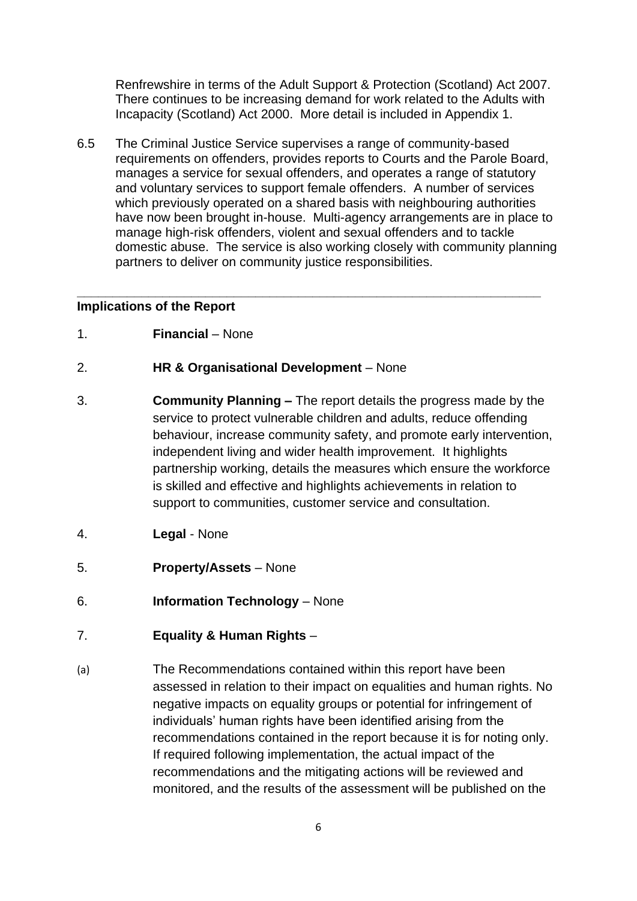Renfrewshire in terms of the Adult Support & Protection (Scotland) Act 2007. There continues to be increasing demand for work related to the Adults with Incapacity (Scotland) Act 2000. More detail is included in Appendix 1.

6.5 The Criminal Justice Service supervises a range of community-based requirements on offenders, provides reports to Courts and the Parole Board, manages a service for sexual offenders, and operates a range of statutory and voluntary services to support female offenders. A number of services which previously operated on a shared basis with neighbouring authorities have now been brought in-house. Multi-agency arrangements are in place to manage high-risk offenders, violent and sexual offenders and to tackle domestic abuse. The service is also working closely with community planning partners to deliver on community justice responsibilities.

---

**Implications of the Report**

1. **Financial** – None

2. **HR & Organisational Development** – None

3. **Community Planning –** The report details the progress made by the service to protect vulnerable children and adults, reduce offending behaviour, increase community safety, and promote early intervention, independent living and wider health improvement. It highlights partnership working, details the measures which ensure the workforce is skilled and effective and highlights achievements in relation to support to communities, customer service and consultation.

4. **Legal** - None

5. **Property/Assets** – None

6. **Information Technology** – None

7. **Equality & Human Rights** –

(a) The Recommendations contained within this report have been assessed in relation to their impact on equalities and human rights. No negative impacts on equality groups or potential for infringement of individuals' human rights have been identified arising from the recommendations contained in the report because it is for noting only. If required following implementation, the actual impact of the recommendations and the mitigating actions will be reviewed and monitored, and the results of the assessment will be published on the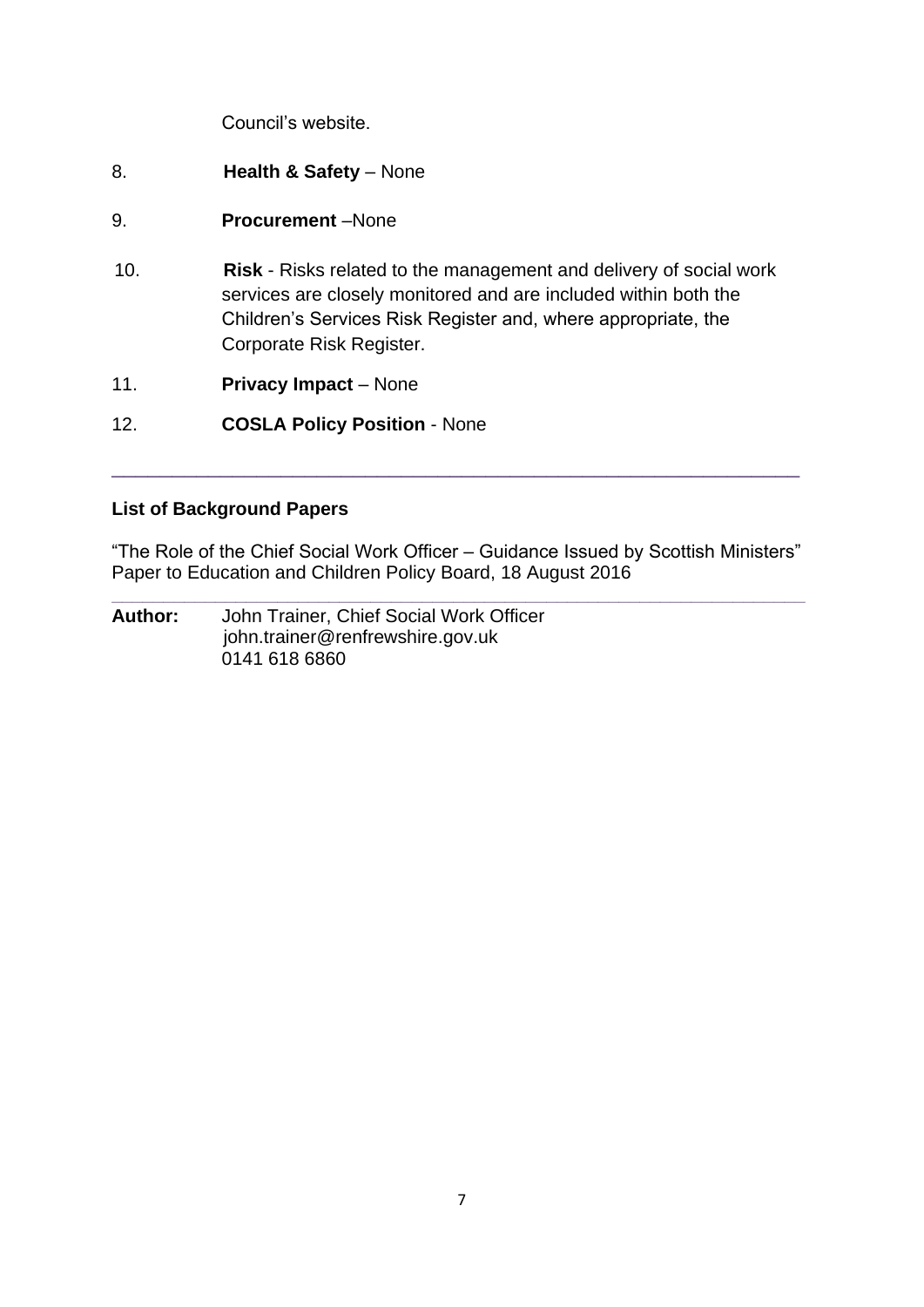Council's website.

8. **Health & Safety** – None

9. **Procurement** –None

10. **Risk** - Risks related to the management and delivery of social work services are closely monitored and are included within both the Children's Services Risk Register and, where appropriate, the Corporate Risk Register.

11. **Privacy Impact** – None

12. **COSLA Policy Position** - None

---

**List of Background Papers**

"The Role of the Chief Social Work Officer – Guidance Issued by Scottish Ministers" Paper to Education and Children Policy Board, 18 August 2016

---

**Author:** John Trainer, Chief Social Work Officer
john.trainer@renfrewshire.gov.uk
0141 618 6860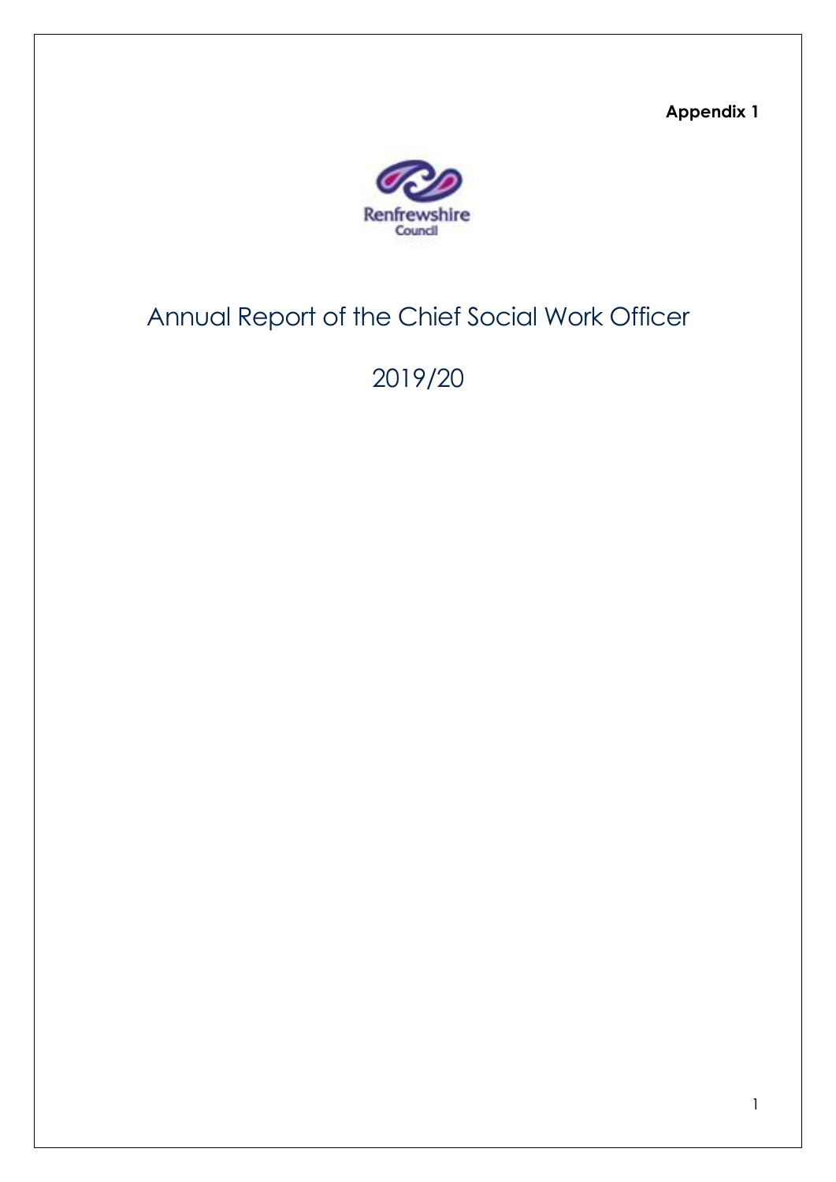Appendix 1

Renfrewshire Council

# Annual Report of the Chief Social Work Officer

2019/20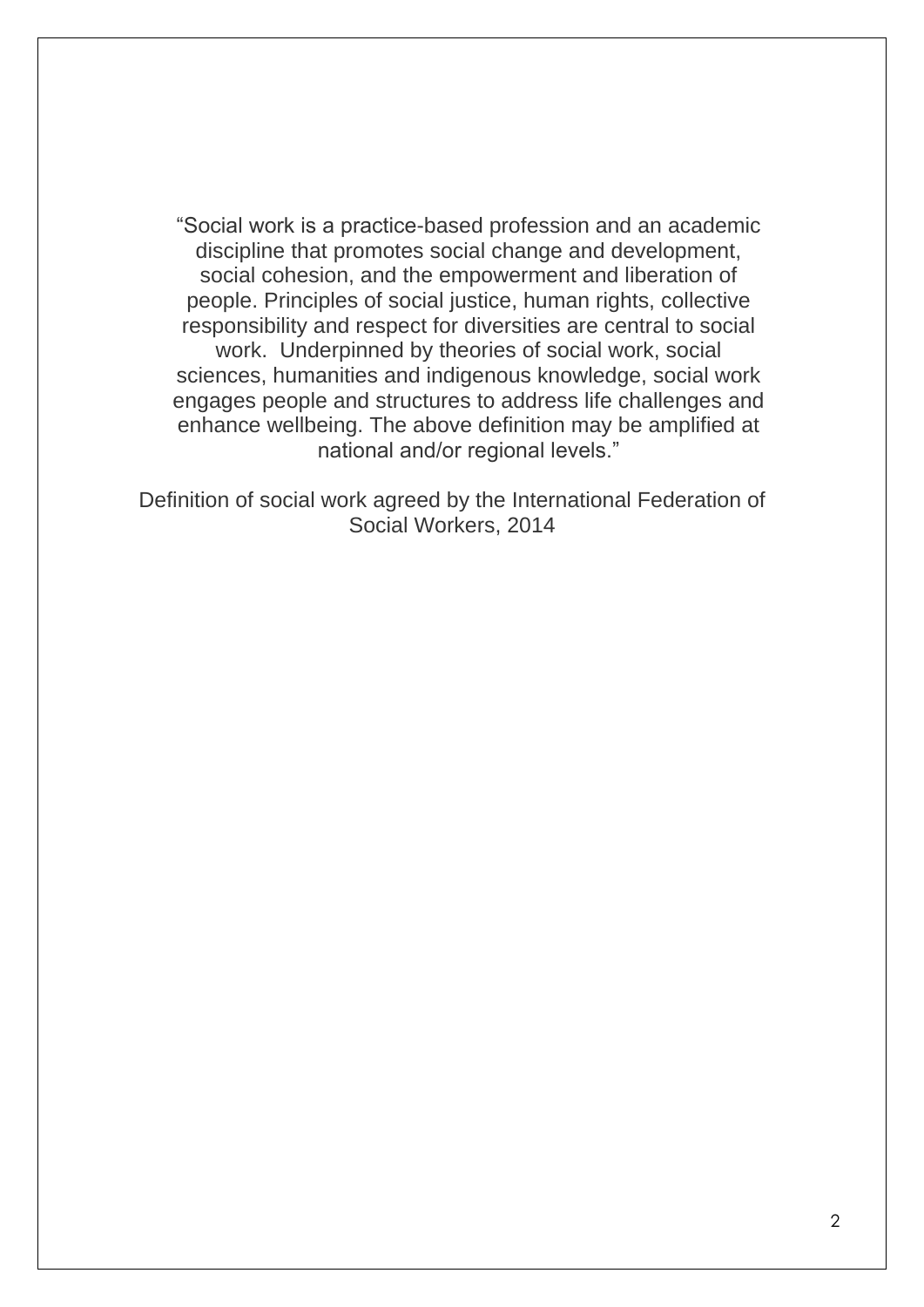"Social work is a practice-based profession and an academic discipline that promotes social change and development, social cohesion, and the empowerment and liberation of people. Principles of social justice, human rights, collective responsibility and respect for diversities are central to social work. Underpinned by theories of social work, social sciences, humanities and indigenous knowledge, social work engages people and structures to address life challenges and enhance wellbeing. The above definition may be amplified at national and/or regional levels."

Definition of social work agreed by the International Federation of Social Workers, 2014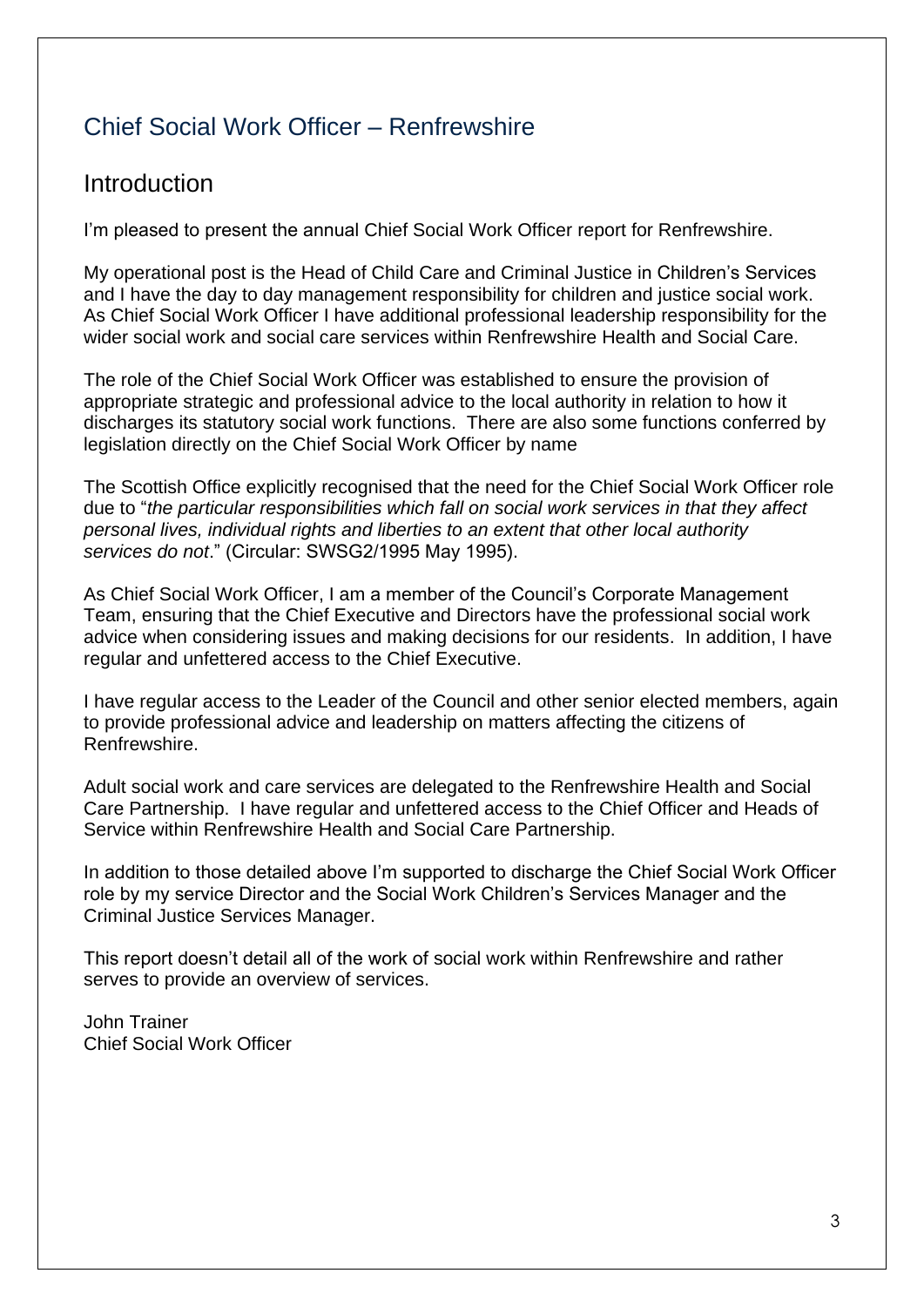# Chief Social Work Officer – Renfrewshire

## Introduction

I'm pleased to present the annual Chief Social Work Officer report for Renfrewshire.

My operational post is the Head of Child Care and Criminal Justice in Children's Services and I have the day to day management responsibility for children and justice social work. As Chief Social Work Officer I have additional professional leadership responsibility for the wider social work and social care services within Renfrewshire Health and Social Care.

The role of the Chief Social Work Officer was established to ensure the provision of appropriate strategic and professional advice to the local authority in relation to how it discharges its statutory social work functions. There are also some functions conferred by legislation directly on the Chief Social Work Officer by name

The Scottish Office explicitly recognised that the need for the Chief Social Work Officer role due to "*the particular responsibilities which fall on social work services in that they affect personal lives, individual rights and liberties to an extent that other local authority services do not*." (Circular: SWSG2/1995 May 1995).

As Chief Social Work Officer, I am a member of the Council's Corporate Management Team, ensuring that the Chief Executive and Directors have the professional social work advice when considering issues and making decisions for our residents. In addition, I have regular and unfettered access to the Chief Executive.

I have regular access to the Leader of the Council and other senior elected members, again to provide professional advice and leadership on matters affecting the citizens of Renfrewshire.

Adult social work and care services are delegated to the Renfrewshire Health and Social Care Partnership. I have regular and unfettered access to the Chief Officer and Heads of Service within Renfrewshire Health and Social Care Partnership.

In addition to those detailed above I'm supported to discharge the Chief Social Work Officer role by my service Director and the Social Work Children's Services Manager and the Criminal Justice Services Manager.

This report doesn't detail all of the work of social work within Renfrewshire and rather serves to provide an overview of services.

John Trainer
Chief Social Work Officer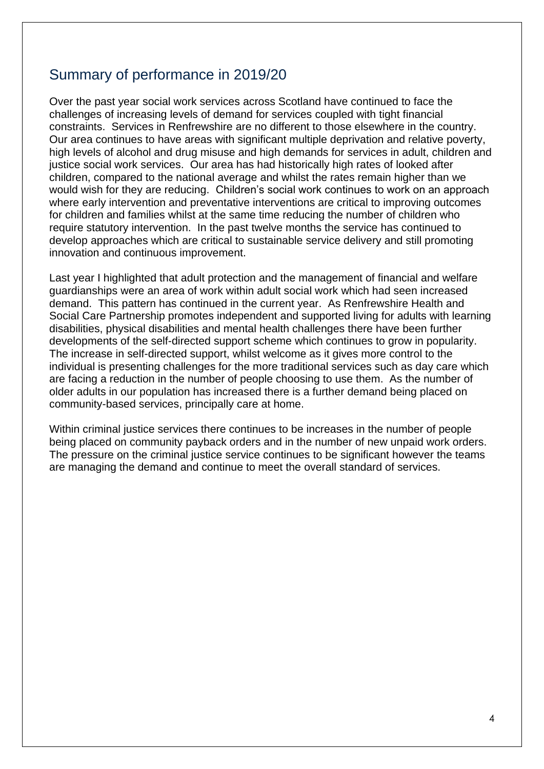## Summary of performance in 2019/20

Over the past year social work services across Scotland have continued to face the challenges of increasing levels of demand for services coupled with tight financial constraints. Services in Renfrewshire are no different to those elsewhere in the country. Our area continues to have areas with significant multiple deprivation and relative poverty, high levels of alcohol and drug misuse and high demands for services in adult, children and justice social work services. Our area has had historically high rates of looked after children, compared to the national average and whilst the rates remain higher than we would wish for they are reducing. Children's social work continues to work on an approach where early intervention and preventative interventions are critical to improving outcomes for children and families whilst at the same time reducing the number of children who require statutory intervention. In the past twelve months the service has continued to develop approaches which are critical to sustainable service delivery and still promoting innovation and continuous improvement.

Last year I highlighted that adult protection and the management of financial and welfare guardianships were an area of work within adult social work which had seen increased demand. This pattern has continued in the current year. As Renfrewshire Health and Social Care Partnership promotes independent and supported living for adults with learning disabilities, physical disabilities and mental health challenges there have been further developments of the self-directed support scheme which continues to grow in popularity. The increase in self-directed support, whilst welcome as it gives more control to the individual is presenting challenges for the more traditional services such as day care which are facing a reduction in the number of people choosing to use them. As the number of older adults in our population has increased there is a further demand being placed on community-based services, principally care at home.

Within criminal justice services there continues to be increases in the number of people being placed on community payback orders and in the number of new unpaid work orders. The pressure on the criminal justice service continues to be significant however the teams are managing the demand and continue to meet the overall standard of services.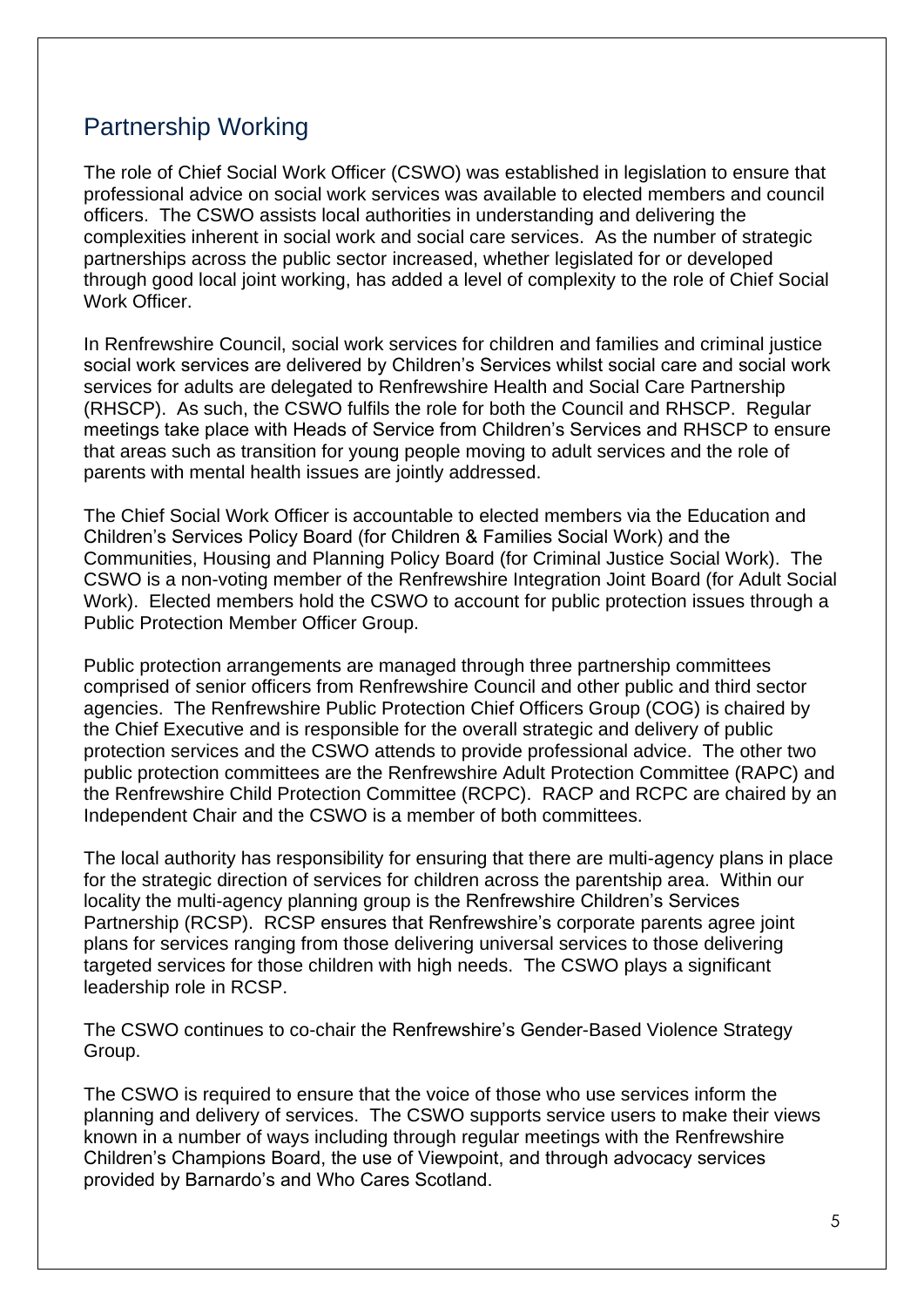## Partnership Working

The role of Chief Social Work Officer (CSWO) was established in legislation to ensure that professional advice on social work services was available to elected members and council officers. The CSWO assists local authorities in understanding and delivering the complexities inherent in social work and social care services. As the number of strategic partnerships across the public sector increased, whether legislated for or developed through good local joint working, has added a level of complexity to the role of Chief Social Work Officer.

In Renfrewshire Council, social work services for children and families and criminal justice social work services are delivered by Children's Services whilst social care and social work services for adults are delegated to Renfrewshire Health and Social Care Partnership (RHSCP). As such, the CSWO fulfils the role for both the Council and RHSCP. Regular meetings take place with Heads of Service from Children's Services and RHSCP to ensure that areas such as transition for young people moving to adult services and the role of parents with mental health issues are jointly addressed.

The Chief Social Work Officer is accountable to elected members via the Education and Children's Services Policy Board (for Children & Families Social Work) and the Communities, Housing and Planning Policy Board (for Criminal Justice Social Work). The CSWO is a non-voting member of the Renfrewshire Integration Joint Board (for Adult Social Work). Elected members hold the CSWO to account for public protection issues through a Public Protection Member Officer Group.

Public protection arrangements are managed through three partnership committees comprised of senior officers from Renfrewshire Council and other public and third sector agencies. The Renfrewshire Public Protection Chief Officers Group (COG) is chaired by the Chief Executive and is responsible for the overall strategic and delivery of public protection services and the CSWO attends to provide professional advice. The other two public protection committees are the Renfrewshire Adult Protection Committee (RAPC) and the Renfrewshire Child Protection Committee (RCPC). RACP and RCPC are chaired by an Independent Chair and the CSWO is a member of both committees.

The local authority has responsibility for ensuring that there are multi-agency plans in place for the strategic direction of services for children across the parentship area. Within our locality the multi-agency planning group is the Renfrewshire Children's Services Partnership (RCSP). RCSP ensures that Renfrewshire's corporate parents agree joint plans for services ranging from those delivering universal services to those delivering targeted services for those children with high needs. The CSWO plays a significant leadership role in RCSP.

The CSWO continues to co-chair the Renfrewshire's Gender-Based Violence Strategy Group.

The CSWO is required to ensure that the voice of those who use services inform the planning and delivery of services. The CSWO supports service users to make their views known in a number of ways including through regular meetings with the Renfrewshire Children's Champions Board, the use of Viewpoint, and through advocacy services provided by Barnardo's and Who Cares Scotland.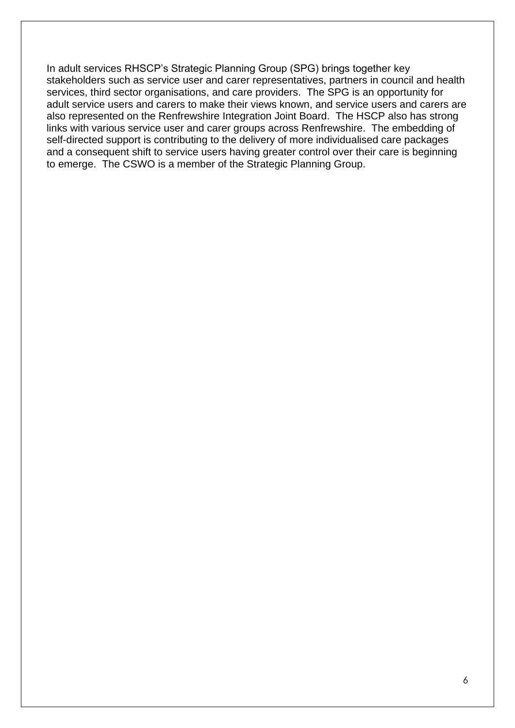In adult services RHSCP's Strategic Planning Group (SPG) brings together key stakeholders such as service user and carer representatives, partners in council and health services, third sector organisations, and care providers. The SPG is an opportunity for adult service users and carers to make their views known, and service users and carers are also represented on the Renfrewshire Integration Joint Board. The HSCP also has strong links with various service user and carer groups across Renfrewshire. The embedding of self-directed support is contributing to the delivery of more individualised care packages and a consequent shift to service users having greater control over their care is beginning to emerge. The CSWO is a member of the Strategic Planning Group.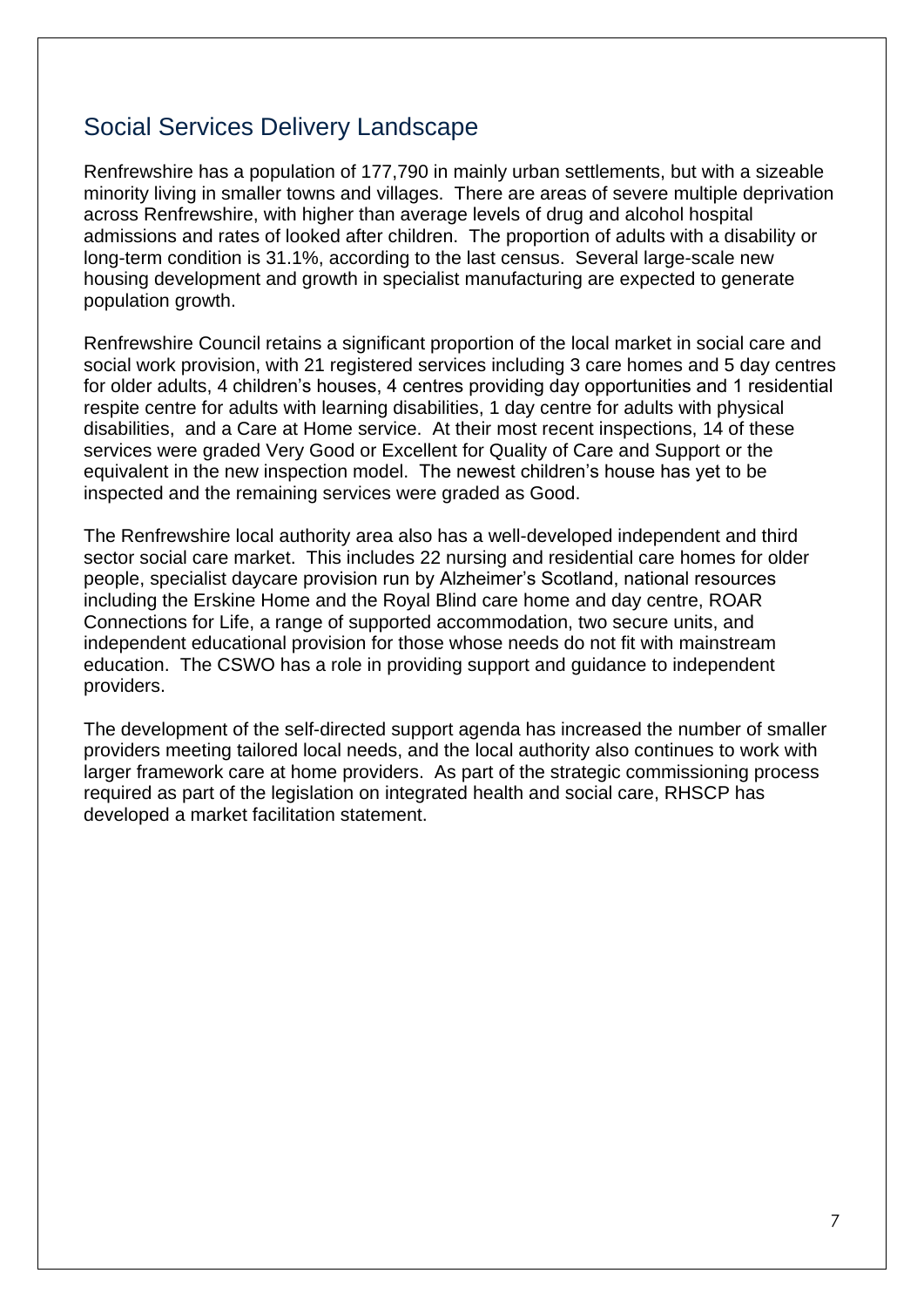## Social Services Delivery Landscape

Renfrewshire has a population of 177,790 in mainly urban settlements, but with a sizeable minority living in smaller towns and villages. There are areas of severe multiple deprivation across Renfrewshire, with higher than average levels of drug and alcohol hospital admissions and rates of looked after children. The proportion of adults with a disability or long-term condition is 31.1%, according to the last census. Several large-scale new housing development and growth in specialist manufacturing are expected to generate population growth.

Renfrewshire Council retains a significant proportion of the local market in social care and social work provision, with 21 registered services including 3 care homes and 5 day centres for older adults, 4 children's houses, 4 centres providing day opportunities and 1 residential respite centre for adults with learning disabilities, 1 day centre for adults with physical disabilities, and a Care at Home service. At their most recent inspections, 14 of these services were graded Very Good or Excellent for Quality of Care and Support or the equivalent in the new inspection model. The newest children's house has yet to be inspected and the remaining services were graded as Good.

The Renfrewshire local authority area also has a well-developed independent and third sector social care market. This includes 22 nursing and residential care homes for older people, specialist daycare provision run by Alzheimer's Scotland, national resources including the Erskine Home and the Royal Blind care home and day centre, ROAR Connections for Life, a range of supported accommodation, two secure units, and independent educational provision for those whose needs do not fit with mainstream education. The CSWO has a role in providing support and guidance to independent providers.

The development of the self-directed support agenda has increased the number of smaller providers meeting tailored local needs, and the local authority also continues to work with larger framework care at home providers. As part of the strategic commissioning process required as part of the legislation on integrated health and social care, RHSCP has developed a market facilitation statement.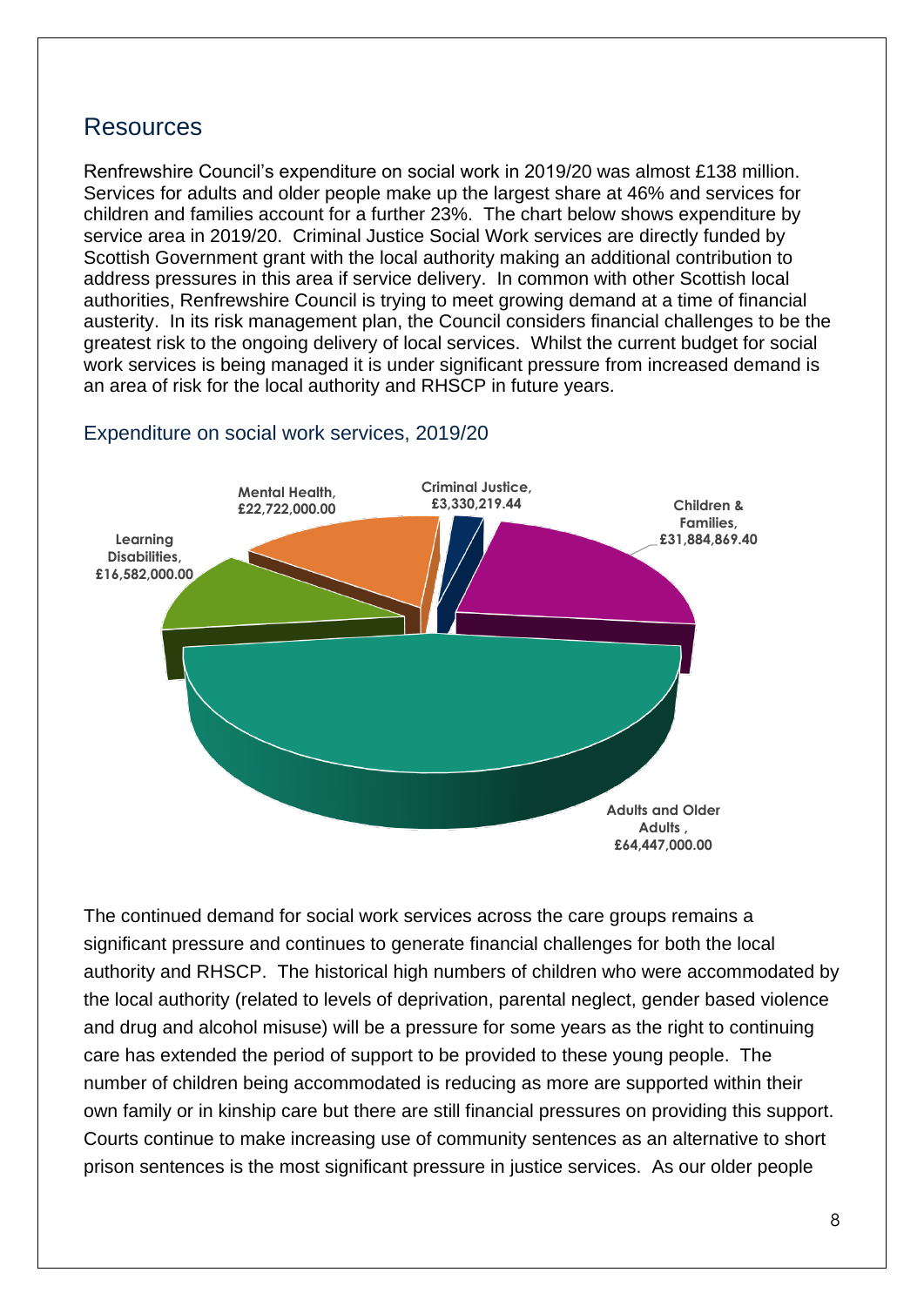## Resources

Renfrewshire Council's expenditure on social work in 2019/20 was almost £138 million. Services for adults and older people make up the largest share at 46% and services for children and families account for a further 23%. The chart below shows expenditure by service area in 2019/20. Criminal Justice Social Work services are directly funded by Scottish Government grant with the local authority making an additional contribution to address pressures in this area if service delivery. In common with other Scottish local authorities, Renfrewshire Council is trying to meet growing demand at a time of financial austerity. In its risk management plan, the Council considers financial challenges to be the greatest risk to the ongoing delivery of local services. Whilst the current budget for social work services is being managed it is under significant pressure from increased demand is an area of risk for the local authority and RHSCP in future years.

### Expenditure on social work services, 2019/20

Mental Health, £22,722,000.00

Criminal Justice, £3,330,219.44

Children & Families, £31,884,869.40

Learning Disabilities, £16,582,000.00

Adults and Older Adults , £64,447,000.00

The continued demand for social work services across the care groups remains a significant pressure and continues to generate financial challenges for both the local authority and RHSCP. The historical high numbers of children who were accommodated by the local authority (related to levels of deprivation, parental neglect, gender based violence and drug and alcohol misuse) will be a pressure for some years as the right to continuing care has extended the period of support to be provided to these young people. The number of children being accommodated is reducing as more are supported within their own family or in kinship care but there are still financial pressures on providing this support. Courts continue to make increasing use of community sentences as an alternative to short prison sentences is the most significant pressure in justice services. As our older people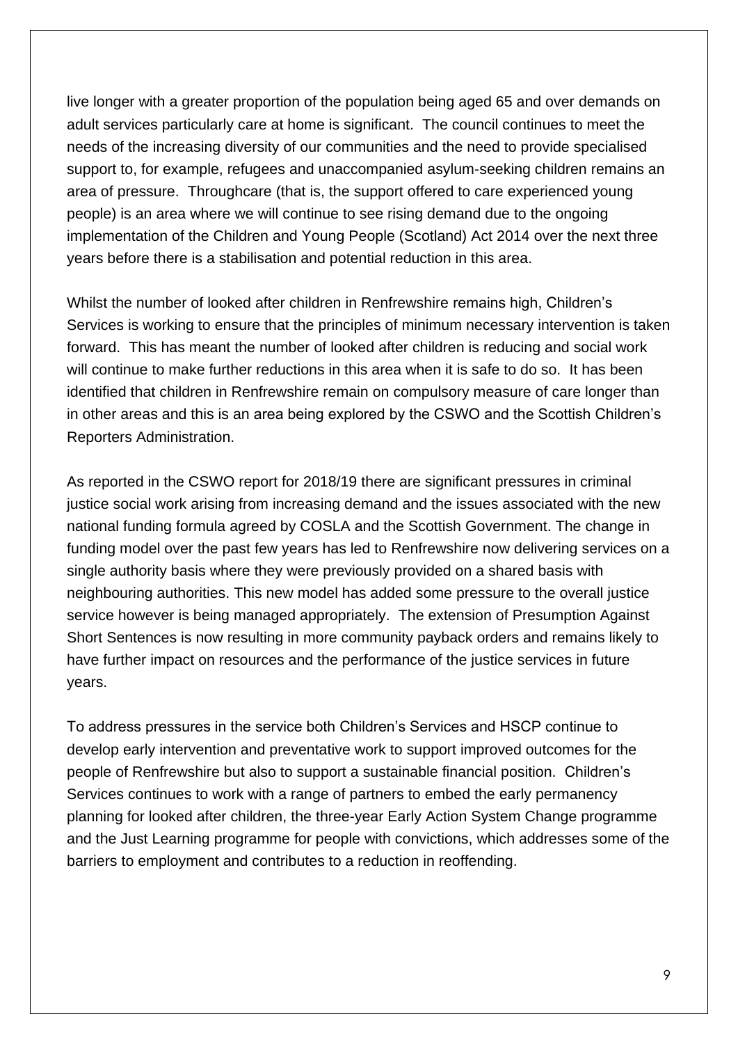live longer with a greater proportion of the population being aged 65 and over demands on adult services particularly care at home is significant. The council continues to meet the needs of the increasing diversity of our communities and the need to provide specialised support to, for example, refugees and unaccompanied asylum-seeking children remains an area of pressure. Throughcare (that is, the support offered to care experienced young people) is an area where we will continue to see rising demand due to the ongoing implementation of the Children and Young People (Scotland) Act 2014 over the next three years before there is a stabilisation and potential reduction in this area.

Whilst the number of looked after children in Renfrewshire remains high, Children's Services is working to ensure that the principles of minimum necessary intervention is taken forward. This has meant the number of looked after children is reducing and social work will continue to make further reductions in this area when it is safe to do so. It has been identified that children in Renfrewshire remain on compulsory measure of care longer than in other areas and this is an area being explored by the CSWO and the Scottish Children's Reporters Administration.

As reported in the CSWO report for 2018/19 there are significant pressures in criminal justice social work arising from increasing demand and the issues associated with the new national funding formula agreed by COSLA and the Scottish Government. The change in funding model over the past few years has led to Renfrewshire now delivering services on a single authority basis where they were previously provided on a shared basis with neighbouring authorities. This new model has added some pressure to the overall justice service however is being managed appropriately. The extension of Presumption Against Short Sentences is now resulting in more community payback orders and remains likely to have further impact on resources and the performance of the justice services in future years.

To address pressures in the service both Children's Services and HSCP continue to develop early intervention and preventative work to support improved outcomes for the people of Renfrewshire but also to support a sustainable financial position. Children's Services continues to work with a range of partners to embed the early permanency planning for looked after children, the three-year Early Action System Change programme and the Just Learning programme for people with convictions, which addresses some of the barriers to employment and contributes to a reduction in reoffending.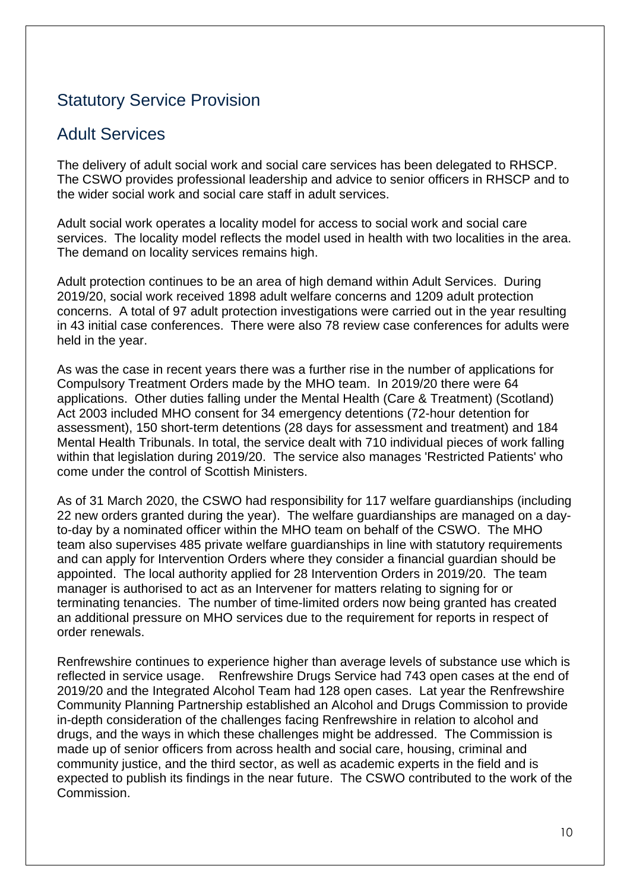## Statutory Service Provision

## Adult Services

The delivery of adult social work and social care services has been delegated to RHSCP. The CSWO provides professional leadership and advice to senior officers in RHSCP and to the wider social work and social care staff in adult services.

Adult social work operates a locality model for access to social work and social care services. The locality model reflects the model used in health with two localities in the area. The demand on locality services remains high.

Adult protection continues to be an area of high demand within Adult Services. During 2019/20, social work received 1898 adult welfare concerns and 1209 adult protection concerns. A total of 97 adult protection investigations were carried out in the year resulting in 43 initial case conferences. There were also 78 review case conferences for adults were held in the year.

As was the case in recent years there was a further rise in the number of applications for Compulsory Treatment Orders made by the MHO team. In 2019/20 there were 64 applications. Other duties falling under the Mental Health (Care & Treatment) (Scotland) Act 2003 included MHO consent for 34 emergency detentions (72-hour detention for assessment), 150 short-term detentions (28 days for assessment and treatment) and 184 Mental Health Tribunals. In total, the service dealt with 710 individual pieces of work falling within that legislation during 2019/20. The service also manages 'Restricted Patients' who come under the control of Scottish Ministers.

As of 31 March 2020, the CSWO had responsibility for 117 welfare guardianships (including 22 new orders granted during the year). The welfare guardianships are managed on a day-to-day by a nominated officer within the MHO team on behalf of the CSWO. The MHO team also supervises 485 private welfare guardianships in line with statutory requirements and can apply for Intervention Orders where they consider a financial guardian should be appointed. The local authority applied for 28 Intervention Orders in 2019/20. The team manager is authorised to act as an Intervener for matters relating to signing for or terminating tenancies. The number of time-limited orders now being granted has created an additional pressure on MHO services due to the requirement for reports in respect of order renewals.

Renfrewshire continues to experience higher than average levels of substance use which is reflected in service usage. Renfrewshire Drugs Service had 743 open cases at the end of 2019/20 and the Integrated Alcohol Team had 128 open cases. Lat year the Renfrewshire Community Planning Partnership established an Alcohol and Drugs Commission to provide in-depth consideration of the challenges facing Renfrewshire in relation to alcohol and drugs, and the ways in which these challenges might be addressed. The Commission is made up of senior officers from across health and social care, housing, criminal and community justice, and the third sector, as well as academic experts in the field and is expected to publish its findings in the near future. The CSWO contributed to the work of the Commission.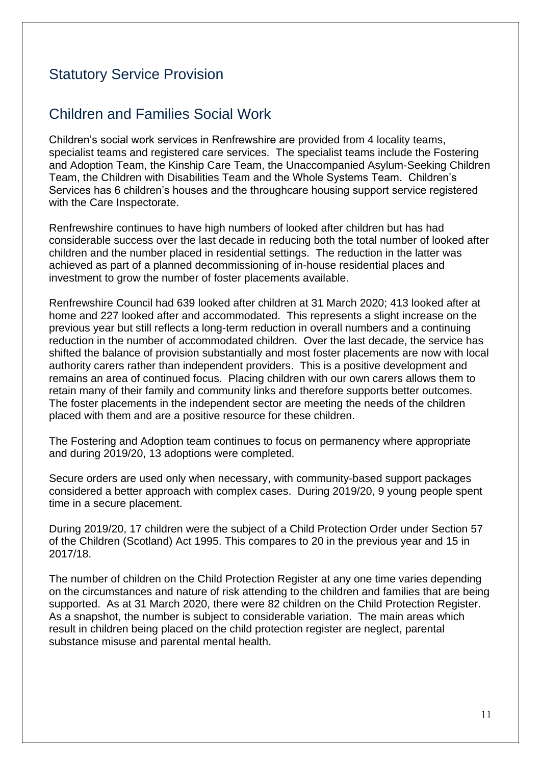## Statutory Service Provision

## Children and Families Social Work

Children's social work services in Renfrewshire are provided from 4 locality teams, specialist teams and registered care services. The specialist teams include the Fostering and Adoption Team, the Kinship Care Team, the Unaccompanied Asylum-Seeking Children Team, the Children with Disabilities Team and the Whole Systems Team. Children's Services has 6 children's houses and the throughcare housing support service registered with the Care Inspectorate.

Renfrewshire continues to have high numbers of looked after children but has had considerable success over the last decade in reducing both the total number of looked after children and the number placed in residential settings. The reduction in the latter was achieved as part of a planned decommissioning of in-house residential places and investment to grow the number of foster placements available.

Renfrewshire Council had 639 looked after children at 31 March 2020; 413 looked after at home and 227 looked after and accommodated. This represents a slight increase on the previous year but still reflects a long-term reduction in overall numbers and a continuing reduction in the number of accommodated children. Over the last decade, the service has shifted the balance of provision substantially and most foster placements are now with local authority carers rather than independent providers. This is a positive development and remains an area of continued focus. Placing children with our own carers allows them to retain many of their family and community links and therefore supports better outcomes. The foster placements in the independent sector are meeting the needs of the children placed with them and are a positive resource for these children.

The Fostering and Adoption team continues to focus on permanency where appropriate and during 2019/20, 13 adoptions were completed.

Secure orders are used only when necessary, with community-based support packages considered a better approach with complex cases. During 2019/20, 9 young people spent time in a secure placement.

During 2019/20, 17 children were the subject of a Child Protection Order under Section 57 of the Children (Scotland) Act 1995. This compares to 20 in the previous year and 15 in 2017/18.

The number of children on the Child Protection Register at any one time varies depending on the circumstances and nature of risk attending to the children and families that are being supported. As at 31 March 2020, there were 82 children on the Child Protection Register. As a snapshot, the number is subject to considerable variation. The main areas which result in children being placed on the child protection register are neglect, parental substance misuse and parental mental health.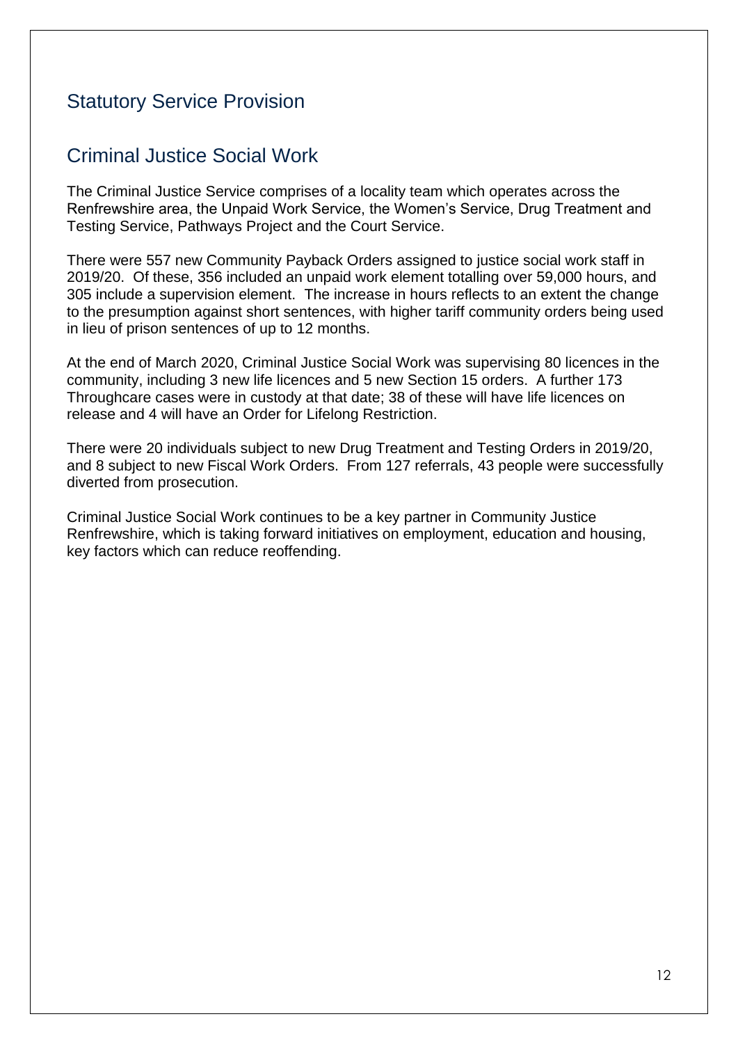## Statutory Service Provision

## Criminal Justice Social Work

The Criminal Justice Service comprises of a locality team which operates across the Renfrewshire area, the Unpaid Work Service, the Women's Service, Drug Treatment and Testing Service, Pathways Project and the Court Service.

There were 557 new Community Payback Orders assigned to justice social work staff in 2019/20. Of these, 356 included an unpaid work element totalling over 59,000 hours, and 305 include a supervision element. The increase in hours reflects to an extent the change to the presumption against short sentences, with higher tariff community orders being used in lieu of prison sentences of up to 12 months.

At the end of March 2020, Criminal Justice Social Work was supervising 80 licences in the community, including 3 new life licences and 5 new Section 15 orders. A further 173 Throughcare cases were in custody at that date; 38 of these will have life licences on release and 4 will have an Order for Lifelong Restriction.

There were 20 individuals subject to new Drug Treatment and Testing Orders in 2019/20, and 8 subject to new Fiscal Work Orders. From 127 referrals, 43 people were successfully diverted from prosecution.

Criminal Justice Social Work continues to be a key partner in Community Justice Renfrewshire, which is taking forward initiatives on employment, education and housing, key factors which can reduce reoffending.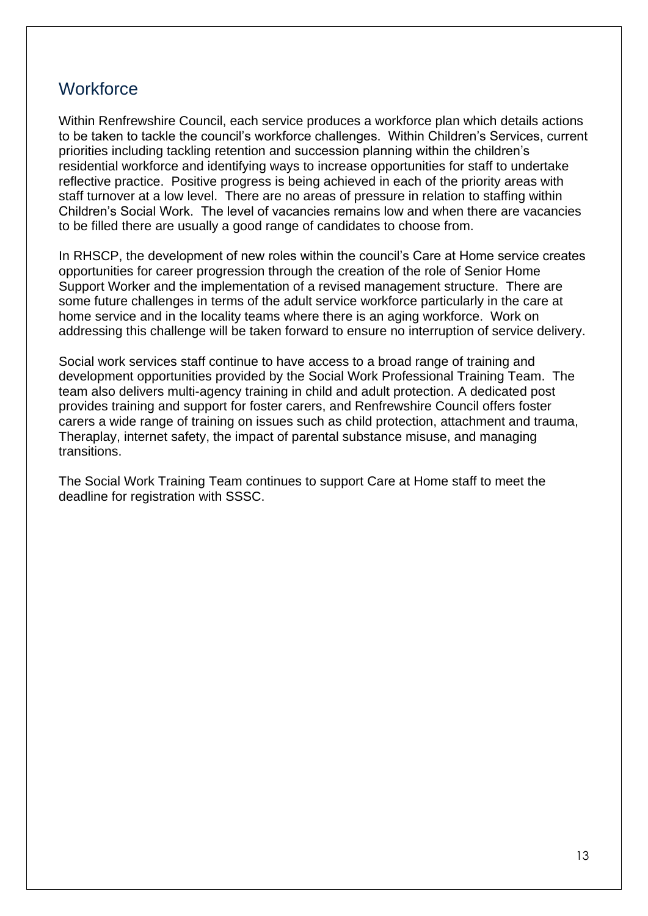## Workforce

Within Renfrewshire Council, each service produces a workforce plan which details actions to be taken to tackle the council's workforce challenges. Within Children's Services, current priorities including tackling retention and succession planning within the children's residential workforce and identifying ways to increase opportunities for staff to undertake reflective practice. Positive progress is being achieved in each of the priority areas with staff turnover at a low level. There are no areas of pressure in relation to staffing within Children's Social Work. The level of vacancies remains low and when there are vacancies to be filled there are usually a good range of candidates to choose from.

In RHSCP, the development of new roles within the council's Care at Home service creates opportunities for career progression through the creation of the role of Senior Home Support Worker and the implementation of a revised management structure. There are some future challenges in terms of the adult service workforce particularly in the care at home service and in the locality teams where there is an aging workforce. Work on addressing this challenge will be taken forward to ensure no interruption of service delivery.

Social work services staff continue to have access to a broad range of training and development opportunities provided by the Social Work Professional Training Team. The team also delivers multi-agency training in child and adult protection. A dedicated post provides training and support for foster carers, and Renfrewshire Council offers foster carers a wide range of training on issues such as child protection, attachment and trauma, Theraplay, internet safety, the impact of parental substance misuse, and managing transitions.

The Social Work Training Team continues to support Care at Home staff to meet the deadline for registration with SSSC.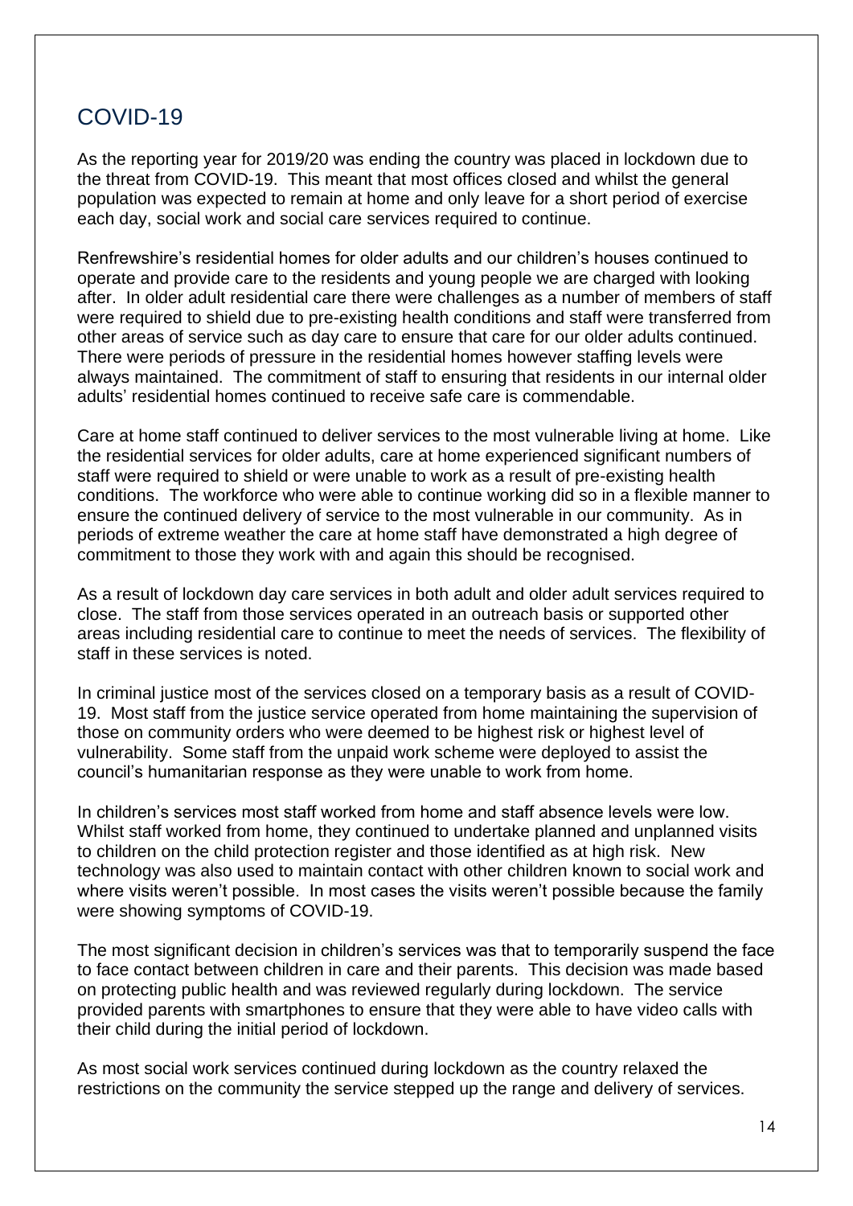## COVID-19

As the reporting year for 2019/20 was ending the country was placed in lockdown due to the threat from COVID-19. This meant that most offices closed and whilst the general population was expected to remain at home and only leave for a short period of exercise each day, social work and social care services required to continue.

Renfrewshire's residential homes for older adults and our children's houses continued to operate and provide care to the residents and young people we are charged with looking after. In older adult residential care there were challenges as a number of members of staff were required to shield due to pre-existing health conditions and staff were transferred from other areas of service such as day care to ensure that care for our older adults continued. There were periods of pressure in the residential homes however staffing levels were always maintained. The commitment of staff to ensuring that residents in our internal older adults' residential homes continued to receive safe care is commendable.

Care at home staff continued to deliver services to the most vulnerable living at home. Like the residential services for older adults, care at home experienced significant numbers of staff were required to shield or were unable to work as a result of pre-existing health conditions. The workforce who were able to continue working did so in a flexible manner to ensure the continued delivery of service to the most vulnerable in our community. As in periods of extreme weather the care at home staff have demonstrated a high degree of commitment to those they work with and again this should be recognised.

As a result of lockdown day care services in both adult and older adult services required to close. The staff from those services operated in an outreach basis or supported other areas including residential care to continue to meet the needs of services. The flexibility of staff in these services is noted.

In criminal justice most of the services closed on a temporary basis as a result of COVID-19. Most staff from the justice service operated from home maintaining the supervision of those on community orders who were deemed to be highest risk or highest level of vulnerability. Some staff from the unpaid work scheme were deployed to assist the council's humanitarian response as they were unable to work from home.

In children's services most staff worked from home and staff absence levels were low. Whilst staff worked from home, they continued to undertake planned and unplanned visits to children on the child protection register and those identified as at high risk. New technology was also used to maintain contact with other children known to social work and where visits weren't possible. In most cases the visits weren't possible because the family were showing symptoms of COVID-19.

The most significant decision in children's services was that to temporarily suspend the face to face contact between children in care and their parents. This decision was made based on protecting public health and was reviewed regularly during lockdown. The service provided parents with smartphones to ensure that they were able to have video calls with their child during the initial period of lockdown.

As most social work services continued during lockdown as the country relaxed the restrictions on the community the service stepped up the range and delivery of services.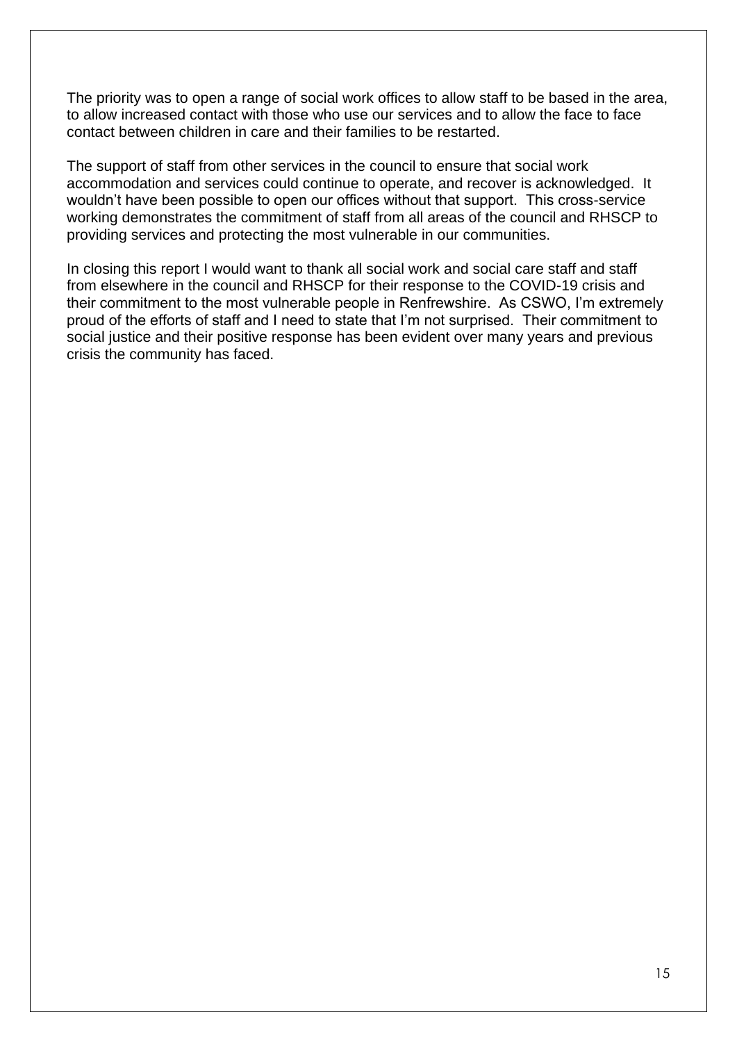The priority was to open a range of social work offices to allow staff to be based in the area, to allow increased contact with those who use our services and to allow the face to face contact between children in care and their families to be restarted.

The support of staff from other services in the council to ensure that social work accommodation and services could continue to operate, and recover is acknowledged. It wouldn't have been possible to open our offices without that support. This cross-service working demonstrates the commitment of staff from all areas of the council and RHSCP to providing services and protecting the most vulnerable in our communities.

In closing this report I would want to thank all social work and social care staff and staff from elsewhere in the council and RHSCP for their response to the COVID-19 crisis and their commitment to the most vulnerable people in Renfrewshire. As CSWO, I'm extremely proud of the efforts of staff and I need to state that I'm not surprised. Their commitment to social justice and their positive response has been evident over many years and previous crisis the community has faced.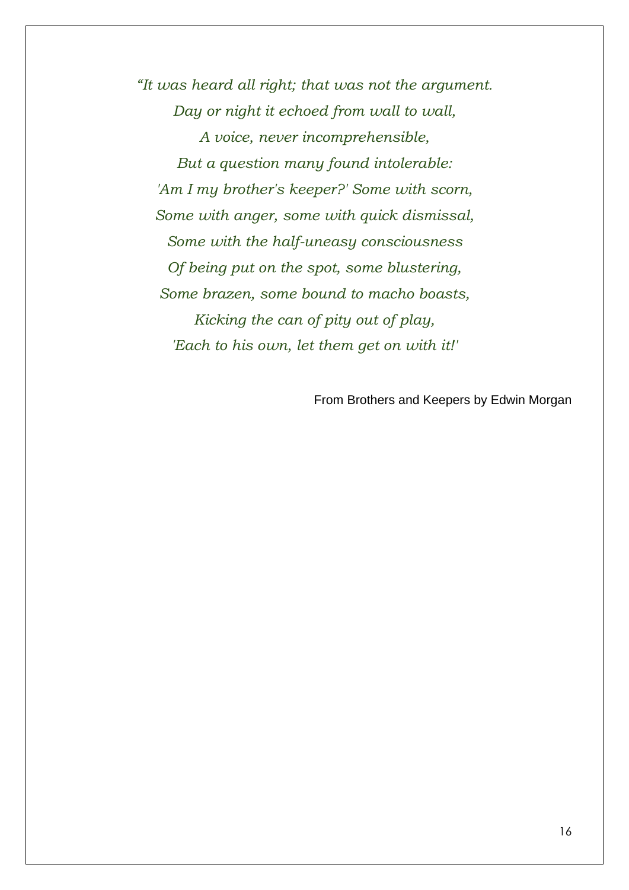*“It was heard all right; that was not the argument.*
*Day or night it echoed from wall to wall,*
*A voice, never incomprehensible,*
*But a question many found intolerable:*
*'Am I my brother's keeper?' Some with scorn,*
*Some with anger, some with quick dismissal,*
*Some with the half-uneasy consciousness*
*Of being put on the spot, some blustering,*
*Some brazen, some bound to macho boasts,*
*Kicking the can of pity out of play,*
*'Each to his own, let them get on with it!'*

From Brothers and Keepers by Edwin Morgan